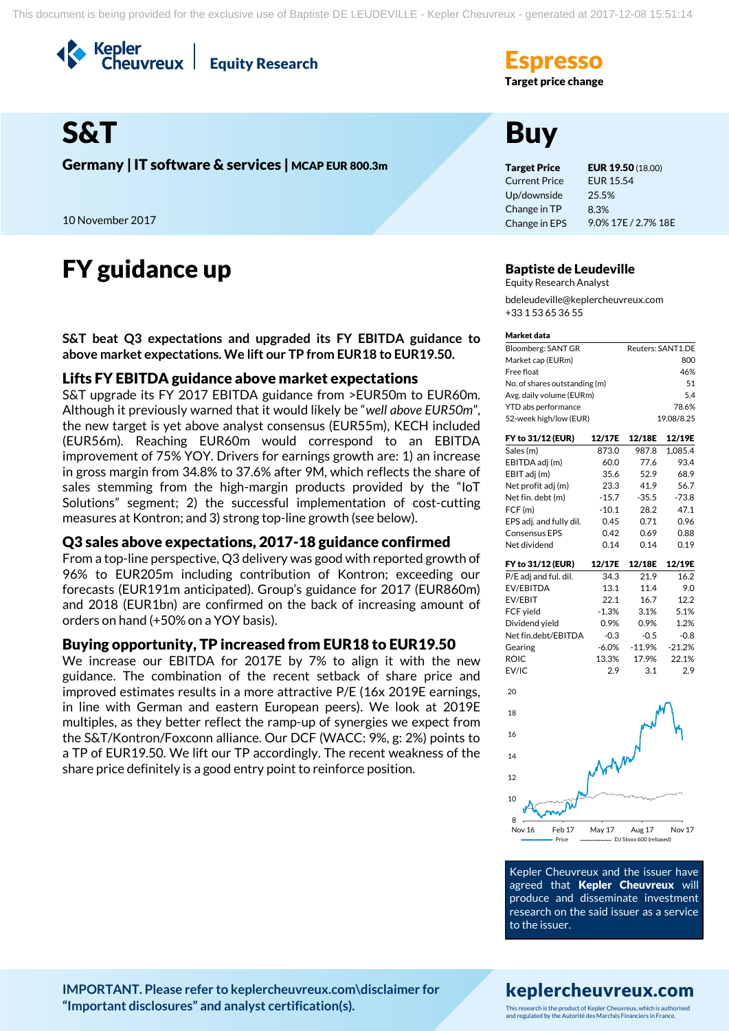Kepler Cheuvreux | Equity Research

**Espresso**
**Target price change**

# S&T

**Germany | IT software & services | MCAP EUR 800.3m**

10 November 2017

# Buy

| | |
|---|---|
| **Target Price** | **EUR 19.50** (18.00) |
| Current Price | EUR 15.54 |
| Up/downside | 25.5% |
| Change in TP | 8.3% |
| Change in EPS | 9.0% 17E / 2.7% 18E |

# FY guidance up

**Baptiste de Leudeville**
Equity Research Analyst
bdeleudeville@keplercheuvreux.com
+33 1 53 65 36 55

**S&T beat Q3 expectations and upgraded its FY EBITDA guidance to above market expectations. We lift our TP from EUR18 to EUR19.50.**

## Lifts FY EBITDA guidance above market expectations

S&T upgrade its FY 2017 EBITDA guidance from >EUR50m to EUR60m. Although it previously warned that it would likely be "*well above EUR50m*", the new target is yet above analyst consensus (EUR55m), KECH included (EUR56m). Reaching EUR60m would correspond to an EBITDA improvement of 75% YOY. Drivers for earnings growth are: 1) an increase in gross margin from 34.8% to 37.6% after 9M, which reflects the share of sales stemming from the high-margin products provided by the "IoT Solutions" segment; 2) the successful implementation of cost-cutting measures at Kontron; and 3) strong top-line growth (see below).

## Q3 sales above expectations, 2017-18 guidance confirmed

From a top-line perspective, Q3 delivery was good with reported growth of 96% to EUR205m including contribution of Kontron; exceeding our forecasts (EUR191m anticipated). Group's guidance for 2017 (EUR860m) and 2018 (EUR1bn) are confirmed on the back of increasing amount of orders on hand (+50% on a YOY basis).

## Buying opportunity, TP increased from EUR18 to EUR19.50

We increase our EBITDA for 2017E by 7% to align it with the new guidance. The combination of the recent setback of share price and improved estimates results in a more attractive P/E (16x 2019E earnings, in line with German and eastern European peers). We look at 2019E multiples, as they better reflect the ramp-up of synergies we expect from the S&T/Kontron/Foxconn alliance. Our DCF (WACC: 9%, g: 2%) points to a TP of EUR19.50. We lift our TP accordingly. The recent weakness of the share price definitely is a good entry point to reinforce position.

**Market data**

| | |
|---|---|
| Bloomberg: SANT GR | Reuters: SANT1.DE |
| Market cap (EURm) | 800 |
| Free float | 46% |
| No. of shares outstanding (m) | 51 |
| Avg. daily volume (EURm) | 5.4 |
| YTD abs performance | 78.6% |
| 52-week high/low (EUR) | 19.08/8.25 |

| FY to 31/12 (EUR) | 12/17E | 12/18E | 12/19E |
|---|---|---|---|
| Sales (m) | 873.0 | 987.8 | 1,085.4 |
| EBITDA adj (m) | 60.0 | 77.6 | 93.4 |
| EBIT adj (m) | 35.6 | 52.9 | 68.9 |
| Net profit adj (m) | 23.3 | 41.9 | 56.7 |
| Net fin. debt (m) | -15.7 | -35.5 | -73.8 |
| FCF (m) | -10.1 | 28.2 | 47.1 |
| EPS adj. and fully dil. | 0.45 | 0.71 | 0.96 |
| Consensus EPS | 0.42 | 0.69 | 0.88 |
| Net dividend | 0.14 | 0.14 | 0.19 |

| FY to 31/12 (EUR) | 12/17E | 12/18E | 12/19E |
|---|---|---|---|
| P/E adj and ful. dil. | 34.3 | 21.9 | 16.2 |
| EV/EBITDA | 13.1 | 11.4 | 9.0 |
| EV/EBIT | 22.1 | 16.7 | 12.2 |
| FCF yield | -1.3% | 3.1% | 5.1% |
| Dividend yield | 0.9% | 0.9% | 1.2% |
| Net fin.debt/EBITDA | -0.3 | -0.5 | -0.8 |
| Gearing | -6.0% | -11.9% | -21.2% |
| ROIC | 13.3% | 17.9% | 22.1% |
| EV/IC | 2.9 | 3.1 | 2.9 |

Price — DJ Stoxx 600 (rebased)

Kepler Cheuvreux and the issuer have agreed that **Kepler Cheuvreux** will produce and disseminate investment research on the said issuer as a service to the issuer.

**IMPORTANT. Please refer to keplercheuvreux.com\disclaimer for "Important disclosures" and analyst certification(s).**

**keplercheuvreux.com**

This research is the product of Kepler Cheuvreux, which is authorised and regulated by the Autorité des Marchés Financiers in France.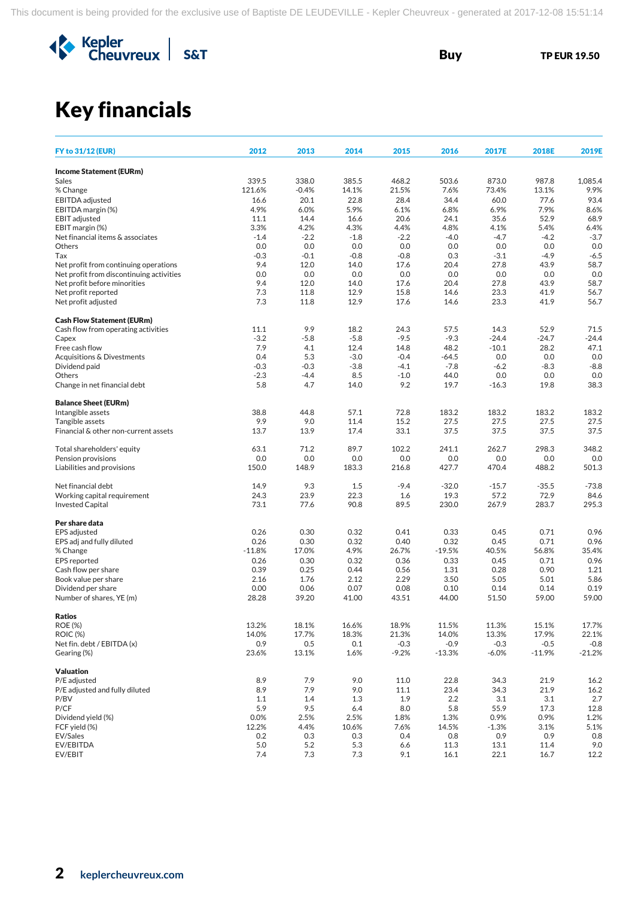Buy TP EUR 19.50

# Key financials

| FY to 31/12 (EUR) | 2012 | 2013 | 2014 | 2015 | 2016 | 2017E | 2018E | 2019E |
|---|---|---|---|---|---|---|---|---|
| **Income Statement (EURm)** | | | | | | | | |
| Sales | 339.5 | 338.0 | 385.5 | 468.2 | 503.6 | 873.0 | 987.8 | 1,085.4 |
| % Change | 121.6% | -0.4% | 14.1% | 21.5% | 7.6% | 73.4% | 13.1% | 9.9% |
| EBITDA adjusted | 16.6 | 20.1 | 22.8 | 28.4 | 34.4 | 60.0 | 77.6 | 93.4 |
| EBITDA margin (%) | 4.9% | 6.0% | 5.9% | 6.1% | 6.8% | 6.9% | 7.9% | 8.6% |
| EBIT adjusted | 11.1 | 14.4 | 16.6 | 20.6 | 24.1 | 35.6 | 52.9 | 68.9 |
| EBIT margin (%) | 3.3% | 4.2% | 4.3% | 4.4% | 4.8% | 4.1% | 5.4% | 6.4% |
| Net financial items & associates | -1.4 | -2.2 | -1.8 | -2.2 | -4.0 | -4.7 | -4.2 | -3.7 |
| Others | 0.0 | 0.0 | 0.0 | 0.0 | 0.0 | 0.0 | 0.0 | 0.0 |
| Tax | -0.3 | -0.1 | -0.8 | -0.8 | 0.3 | -3.1 | -4.9 | -6.5 |
| Net profit from continuing operations | 9.4 | 12.0 | 14.0 | 17.6 | 20.4 | 27.8 | 43.9 | 58.7 |
| Net profit from discontinuing activities | 0.0 | 0.0 | 0.0 | 0.0 | 0.0 | 0.0 | 0.0 | 0.0 |
| Net profit before minorities | 9.4 | 12.0 | 14.0 | 17.6 | 20.4 | 27.8 | 43.9 | 58.7 |
| Net profit reported | 7.3 | 11.8 | 12.9 | 15.8 | 14.6 | 23.3 | 41.9 | 56.7 |
| Net profit adjusted | 7.3 | 11.8 | 12.9 | 17.6 | 14.6 | 23.3 | 41.9 | 56.7 |
| **Cash Flow Statement (EURm)** | | | | | | | | |
| Cash flow from operating activities | 11.1 | 9.9 | 18.2 | 24.3 | 57.5 | 14.3 | 52.9 | 71.5 |
| Capex | -3.2 | -5.8 | -5.8 | -9.5 | -9.3 | -24.4 | -24.7 | -24.4 |
| Free cash flow | 7.9 | 4.1 | 12.4 | 14.8 | 48.2 | -10.1 | 28.2 | 47.1 |
| Acquisitions & Divestments | 0.4 | 5.3 | -3.0 | -0.4 | -64.5 | 0.0 | 0.0 | 0.0 |
| Dividend paid | -0.3 | -0.3 | -3.8 | -4.1 | -7.8 | -6.2 | -8.3 | -8.8 |
| Others | -2.3 | -4.4 | 8.5 | -1.0 | 44.0 | 0.0 | 0.0 | 0.0 |
| Change in net financial debt | 5.8 | 4.7 | 14.0 | 9.2 | 19.7 | -16.3 | 19.8 | 38.3 |
| **Balance Sheet (EURm)** | | | | | | | | |
| Intangible assets | 38.8 | 44.8 | 57.1 | 72.8 | 183.2 | 183.2 | 183.2 | 183.2 |
| Tangible assets | 9.9 | 9.0 | 11.4 | 15.2 | 27.5 | 27.5 | 27.5 | 27.5 |
| Financial & other non-current assets | 13.7 | 13.9 | 17.4 | 33.1 | 37.5 | 37.5 | 37.5 | 37.5 |
| Total shareholders' equity | 63.1 | 71.2 | 89.7 | 102.2 | 241.1 | 262.7 | 298.3 | 348.2 |
| Pension provisions | 0.0 | 0.0 | 0.0 | 0.0 | 0.0 | 0.0 | 0.0 | 0.0 |
| Liabilities and provisions | 150.0 | 148.9 | 183.3 | 216.8 | 427.7 | 470.4 | 488.2 | 501.3 |
| Net financial debt | 14.9 | 9.3 | 1.5 | -9.4 | -32.0 | -15.7 | -35.5 | -73.8 |
| Working capital requirement | 24.3 | 23.9 | 22.3 | 1.6 | 19.3 | 57.2 | 72.9 | 84.6 |
| Invested Capital | 73.1 | 77.6 | 90.8 | 89.5 | 230.0 | 267.9 | 283.7 | 295.3 |
| **Per share data** | | | | | | | | |
| EPS adjusted | 0.26 | 0.30 | 0.32 | 0.41 | 0.33 | 0.45 | 0.71 | 0.96 |
| EPS adj and fully diluted | 0.26 | 0.30 | 0.32 | 0.40 | 0.32 | 0.45 | 0.71 | 0.96 |
| % Change | -11.8% | 17.0% | 4.9% | 26.7% | -19.5% | 40.5% | 56.8% | 35.4% |
| EPS reported | 0.26 | 0.30 | 0.32 | 0.36 | 0.33 | 0.45 | 0.71 | 0.96 |
| Cash flow per share | 0.39 | 0.25 | 0.44 | 0.56 | 1.31 | 0.28 | 0.90 | 1.21 |
| Book value per share | 2.16 | 1.76 | 2.12 | 2.29 | 3.50 | 5.05 | 5.01 | 5.86 |
| Dividend per share | 0.00 | 0.06 | 0.07 | 0.08 | 0.10 | 0.14 | 0.14 | 0.19 |
| Number of shares, YE (m) | 28.28 | 39.20 | 41.00 | 43.51 | 44.00 | 51.50 | 59.00 | 59.00 |
| **Ratios** | | | | | | | | |
| ROE (%) | 13.2% | 18.1% | 16.6% | 18.9% | 11.5% | 11.3% | 15.1% | 17.7% |
| ROIC (%) | 14.0% | 17.7% | 18.3% | 21.3% | 14.0% | 13.3% | 17.9% | 22.1% |
| Net fin. debt / EBITDA (x) | 0.9 | 0.5 | 0.1 | -0.3 | -0.9 | -0.3 | -0.5 | -0.8 |
| Gearing (%) | 23.6% | 13.1% | 1.6% | -9.2% | -13.3% | -6.0% | -11.9% | -21.2% |
| **Valuation** | | | | | | | | |
| P/E adjusted | 8.9 | 7.9 | 9.0 | 11.0 | 22.8 | 34.3 | 21.9 | 16.2 |
| P/E adjusted and fully diluted | 8.9 | 7.9 | 9.0 | 11.1 | 23.4 | 34.3 | 21.9 | 16.2 |
| P/BV | 1.1 | 1.4 | 1.3 | 1.9 | 2.2 | 3.1 | 3.1 | 2.7 |
| P/CF | 5.9 | 9.5 | 6.4 | 8.0 | 5.8 | 55.9 | 17.3 | 12.8 |
| Dividend yield (%) | 0.0% | 2.5% | 2.5% | 1.8% | 1.3% | 0.9% | 0.9% | 1.2% |
| FCF yield (%) | 12.2% | 4.4% | 10.6% | 7.6% | 14.5% | -1.3% | 3.1% | 5.1% |
| EV/Sales | 0.2 | 0.3 | 0.3 | 0.4 | 0.8 | 0.9 | 0.9 | 0.8 |
| EV/EBITDA | 5.0 | 5.2 | 5.3 | 6.6 | 11.3 | 13.1 | 11.4 | 9.0 |
| EV/EBIT | 7.4 | 7.3 | 7.3 | 9.1 | 16.1 | 22.1 | 16.7 | 12.2 |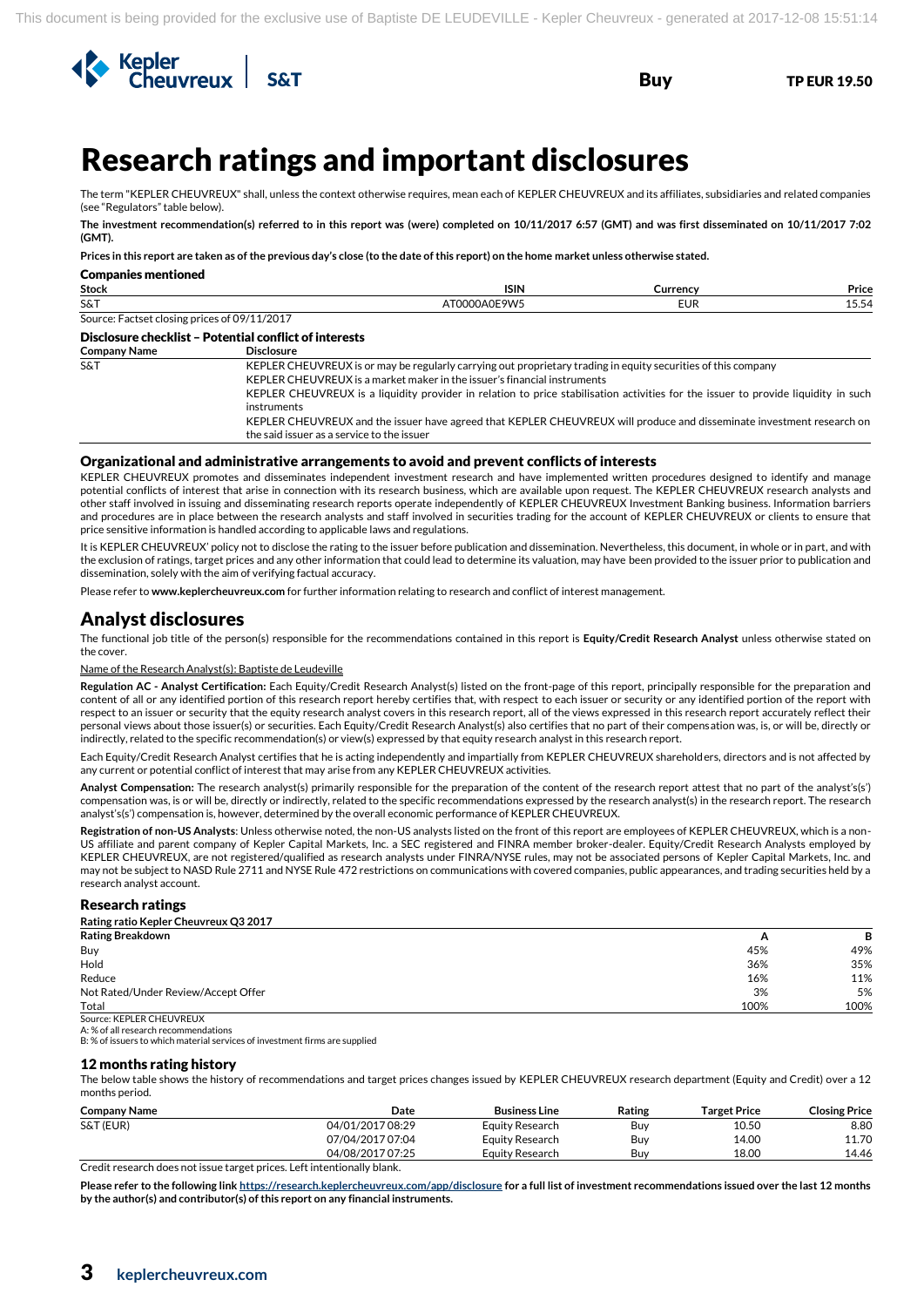# Research ratings and important disclosures

The term "KEPLER CHEUVREUX" shall, unless the context otherwise requires, mean each of KEPLER CHEUVREUX and its affiliates, subsidiaries and related companies (see "Regulators" table below).

**The investment recommendation(s) referred to in this report was (were) completed on 10/11/2017 6:57 (GMT) and was first disseminated on 10/11/2017 7:02 (GMT).**

**Prices in this report are taken as of the previous day's close (to the date of this report) on the home market unless otherwise stated.**

### Companies mentioned

| Stock | ISIN | Currency | Price |
|---|---|---|---|
| S&T | AT0000A0E9W5 | EUR | 15.54 |

Source: Factset closing prices of 09/11/2017

### Disclosure checklist – Potential conflict of interests

| Company Name | Disclosure |
|---|---|
| S&T | KEPLER CHEUVREUX is or may be regularly carrying out proprietary trading in equity securities of this company |
| | KEPLER CHEUVREUX is a market maker in the issuer's financial instruments |
| | KEPLER CHEUVREUX is a liquidity provider in relation to price stabilisation activities for the issuer to provide liquidity in such instruments |
| | KEPLER CHEUVREUX and the issuer have agreed that KEPLER CHEUVREUX will produce and disseminate investment research on the said issuer as a service to the issuer |

### Organizational and administrative arrangements to avoid and prevent conflicts of interests

KEPLER CHEUVREUX promotes and disseminates independent investment research and have implemented written procedures designed to identify and manage potential conflicts of interest that arise in connection with its research business, which are available upon request. The KEPLER CHEUVREUX research analysts and other staff involved in issuing and disseminating research reports operate independently of KEPLER CHEUVREUX Investment Banking business. Information barriers and procedures are in place between the research analysts and staff involved in securities trading for the account of KEPLER CHEUVREUX or clients to ensure that price sensitive information is handled according to applicable laws and regulations.

It is KEPLER CHEUVREUX' policy not to disclose the rating to the issuer before publication and dissemination. Nevertheless, this document, in whole or in part, and with the exclusion of ratings, target prices and any other information that could lead to determine its valuation, may have been provided to the issuer prior to publication and dissemination, solely with the aim of verifying factual accuracy.

Please refer to **www.keplercheuvreux.com** for further information relating to research and conflict of interest management.

## Analyst disclosures

The functional job title of the person(s) responsible for the recommendations contained in this report is **Equity/Credit Research Analyst** unless otherwise stated on the cover.

Name of the Research Analyst(s): Baptiste de Leudeville

**Regulation AC - Analyst Certification:** Each Equity/Credit Research Analyst(s) listed on the front-page of this report, principally responsible for the preparation and content of all or any identified portion of this research report hereby certifies that, with respect to each issuer or security or any identified portion of the report with respect to an issuer or security that the equity research analyst covers in this research report, all of the views expressed in this research report accurately reflect their personal views about those issuer(s) or securities. Each Equity/Credit Research Analyst(s) also certifies that no part of their compensation was, is, or will be, directly or indirectly, related to the specific recommendation(s) or view(s) expressed by that equity research analyst in this research report.

Each Equity/Credit Research Analyst certifies that he is acting independently and impartially from KEPLER CHEUVREUX shareholders, directors and is not affected by any current or potential conflict of interest that may arise from any KEPLER CHEUVREUX activities.

**Analyst Compensation:** The research analyst(s) primarily responsible for the preparation of the content of the research report attest that no part of the analyst's(s') compensation was, is or will be, directly or indirectly, related to the specific recommendations expressed by the research analyst(s) in the research report. The research analyst's(s') compensation is, however, determined by the overall economic performance of KEPLER CHEUVREUX.

**Registration of non-US Analysts**: Unless otherwise noted, the non-US analysts listed on the front of this report are employees of KEPLER CHEUVREUX, which is a non-US affiliate and parent company of Kepler Capital Markets, Inc. a SEC registered and FINRA member broker-dealer. Equity/Credit Research Analysts employed by KEPLER CHEUVREUX, are not registered/qualified as research analysts under FINRA/NYSE rules, may not be associated persons of Kepler Capital Markets, Inc. and may not be subject to NASD Rule 2711 and NYSE Rule 472 restrictions on communications with covered companies, public appearances, and trading securities held by a research analyst account.

### Research ratings

**Rating ratio Kepler Cheuvreux Q3 2017**

| Rating Breakdown | A | B |
|---|---|---|
| Buy | 45% | 49% |
| Hold | 36% | 35% |
| Reduce | 16% | 11% |
| Not Rated/Under Review/Accept Offer | 3% | 5% |
| Total | 100% | 100% |

Source: KEPLER CHEUVREUX
A: % of all research recommendations
B: % of issuers to which material services of investment firms are supplied

### 12 months rating history

The below table shows the history of recommendations and target prices changes issued by KEPLER CHEUVREUX research department (Equity and Credit) over a 12 months period.

| Company Name | Date | Business Line | Rating | Target Price | Closing Price |
|---|---|---|---|---|---|
| S&T (EUR) | 04/01/2017 08:29 | Equity Research | Buy | 10.50 | 8.80 |
| | 07/04/2017 07:04 | Equity Research | Buy | 14.00 | 11.70 |
| | 04/08/2017 07:25 | Equity Research | Buy | 18.00 | 14.46 |

Credit research does not issue target prices. Left intentionally blank.

**Please refer to the following link https://research.keplercheuvreux.com/app/disclosure for a full list of investment recommendations issued over the last 12 months by the author(s) and contributor(s) of this report on any financial instruments.**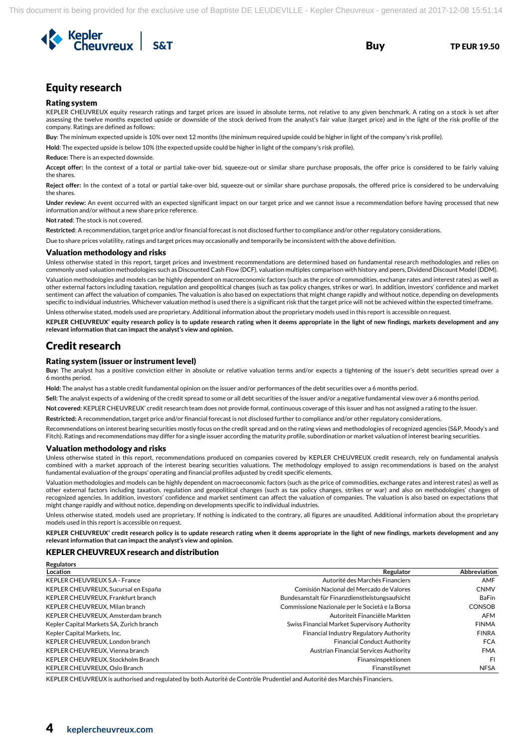## Equity research

### Rating system

KEPLER CHEUVREUX equity research ratings and target prices are issued in absolute terms, not relative to any given benchmark. A rating on a stock is set after assessing the twelve months expected upside or downside of the stock derived from the analyst's fair value (target price) and in the light of the risk profile of the company. Ratings are defined as follows:

**Buy**: The minimum expected upside is 10% over next 12 months (the minimum required upside could be higher in light of the company's risk profile).

**Hold**: The expected upside is below 10% (the expected upside could be higher in light of the company's risk profile).

**Reduce:** There is an expected downside.

**Accept offer:** In the context of a total or partial take-over bid, squeeze-out or similar share purchase proposals, the offer price is considered to be fairly valuing the shares.

**Reject offer:** In the context of a total or partial take-over bid, squeeze-out or similar share purchase proposals, the offered price is considered to be undervaluing the shares.

**Under review:** An event occurred with an expected significant impact on our target price and we cannot issue a recommendation before having processed that new information and/or without a new share price reference.

**Not rated**: The stock is not covered.

**Restricted**: A recommendation, target price and/or financial forecast is not disclosed further to compliance and/or other regulatory considerations.

Due to share prices volatility, ratings and target prices may occasionally and temporarily be inconsistent with the above definition.

### Valuation methodology and risks

Unless otherwise stated in this report, target prices and investment recommendations are determined based on fundamental research methodologies and relies on commonly used valuation methodologies such as Discounted Cash Flow (DCF), valuation multiples comparison with history and peers, Dividend Discount Model (DDM).

Valuation methodologies and models can be highly dependent on macroeconomic factors (such as the price of commodities, exchange rates and interest rates) as well as other external factors including taxation, regulation and geopolitical changes (such as tax policy changes, strikes or war). In addition, investors' confidence and market sentiment can affect the valuation of companies. The valuation is also based on expectations that might change rapidly and without notice, depending on developments specific to individual industries. Whichever valuation method is used there is a significant risk that the target price will not be achieved within the expected timeframe.

Unless otherwise stated, models used are proprietary. Additional information about the proprietary models used in this report is accessible on request.

**KEPLER CHEUVREUX' equity research policy is to update research rating when it deems appropriate in the light of new findings, markets development and any relevant information that can impact the analyst's view and opinion.**

## Credit research

### Rating system (issuer or instrument level)

**Buy:** The analyst has a positive conviction either in absolute or relative valuation terms and/or expects a tightening of the issuer's debt securities spread over a 6 months period.

**Hold:** The analyst has a stable credit fundamental opinion on the issuer and/or performances of the debt securities over a 6 months period.

**Sell:** The analyst expects of a widening of the credit spread to some or all debt securities of the issuer and/or a negative fundamental view over a 6 months period.

**Not covered:** KEPLER CHEUVREUX' credit research team does not provide formal, continuous coverage of this issuer and has not assigned a rating to the issuer.

**Restricted:** A recommendation, target price and/or financial forecast is not disclosed further to compliance and/or other regulatory considerations.

Recommendations on interest bearing securities mostly focus on the credit spread and on the rating views and methodologies of recognized agencies (S&P, Moody's and Fitch). Ratings and recommendations may differ for a single issuer according the maturity profile, subordination or market valuation of interest bearing securities.

### Valuation methodology and risks

Unless otherwise stated in this report, recommendations produced on companies covered by KEPLER CHEUVREUX credit research, rely on fundamental analysis combined with a market approach of the interest bearing securities valuations. The methodology employed to assign recommendations is based on the analyst fundamental evaluation of the groups' operating and financial profiles adjusted by credit specific elements.

Valuation methodologies and models can be highly dependent on macroeconomic factors (such as the price of commodities, exchange rates and interest rates) as well as other external factors including taxation, regulation and geopolitical changes (such as tax policy changes, strikes or war) and also on methodologies' changes of recognized agencies. In addition, investors' confidence and market sentiment can affect the valuation of companies. The valuation is also based on expectations that might change rapidly and without notice, depending on developments specific to individual industries.

Unless otherwise stated, models used are proprietary. If nothing is indicated to the contrary, all figures are unaudited. Additional information about the proprietary models used in this report is accessible on request.

**KEPLER CHEUVREUX' credit research policy is to update research rating when it deems appropriate in the light of new findings, markets development and any relevant information that can impact the analyst's view and opinion.**

### KEPLER CHEUVREUX research and distribution

**Regulators**

| Location | Regulator | Abbreviation |
|---|---|---|
| KEPLER CHEUVREUX S.A - France | Autorité des Marchés Financiers | AMF |
| KEPLER CHEUVREUX, Sucursal en España | Comisión Nacional del Mercado de Valores | CNMV |
| KEPLER CHEUVREUX, Frankfurt branch | Bundesanstalt für Finanzdienstleistungsaufsicht | BaFin |
| KEPLER CHEUVREUX, Milan branch | Commissione Nazionale per le Società e la Borsa | CONSOB |
| KEPLER CHEUVREUX, Amsterdam branch | Autoriteit Financiële Markten | AFM |
| Kepler Capital Markets SA, Zurich branch | Swiss Financial Market Supervisory Authority | FINMA |
| Kepler Capital Markets, Inc. | Financial Industry Regulatory Authority | FINRA |
| KEPLER CHEUVREUX, London branch | Financial Conduct Authority | FCA |
| KEPLER CHEUVREUX, Vienna branch | Austrian Financial Services Authority | FMA |
| KEPLER CHEUVREUX, Stockholm Branch | Finansinspektionen | FI |
| KEPLER CHEUVREUX, Oslo Branch | Finanstilsynet | NFSA |

KEPLER CHEUVREUX is authorised and regulated by both Autorité de Contrôle Prudentiel and Autorité des Marchés Financiers.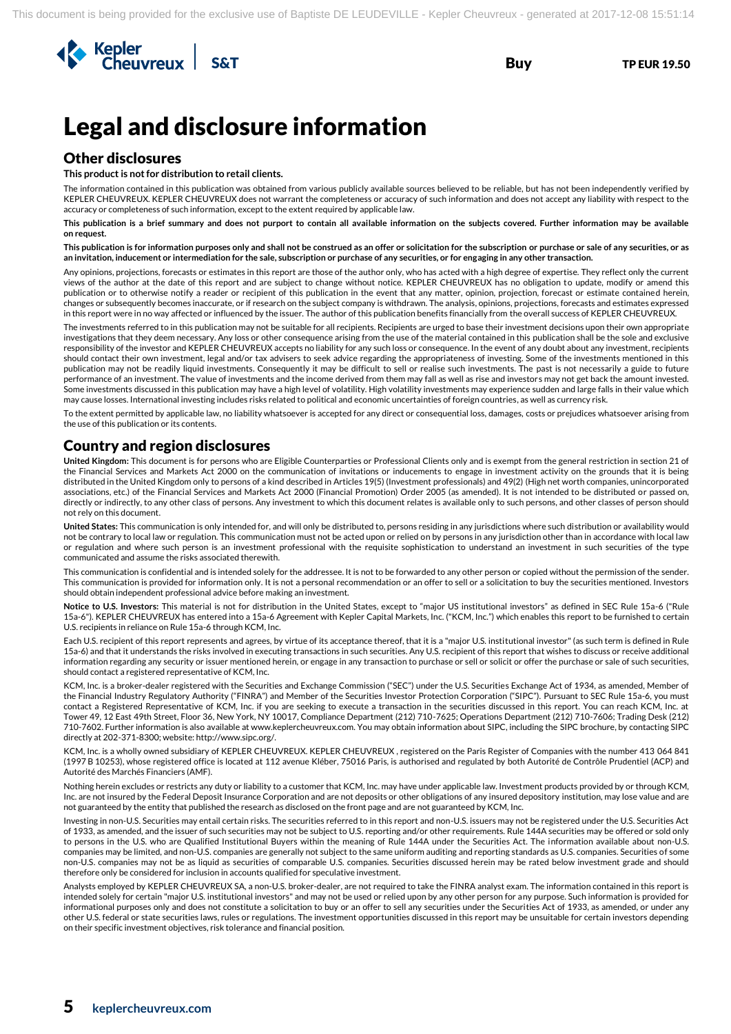# Legal and disclosure information

## Other disclosures

**This product is not for distribution to retail clients.**

The information contained in this publication was obtained from various publicly available sources believed to be reliable, but has not been independently verified by KEPLER CHEUVREUX. KEPLER CHEUVREUX does not warrant the completeness or accuracy of such information and does not accept any liability with respect to the accuracy or completeness of such information, except to the extent required by applicable law.

**This publication is a brief summary and does not purport to contain all available information on the subjects covered. Further information may be available on request.**

**This publication is for information purposes only and shall not be construed as an offer or solicitation for the subscription or purchase or sale of any securities, or as an invitation, inducement or intermediation for the sale, subscription or purchase of any securities, or for engaging in any other transaction.**

Any opinions, projections, forecasts or estimates in this report are those of the author only, who has acted with a high degree of expertise. They reflect only the current views of the author at the date of this report and are subject to change without notice. KEPLER CHEUVREUX has no obligation to update, modify or amend this publication or to otherwise notify a reader or recipient of this publication in the event that any matter, opinion, projection, forecast or estimate contained herein, changes or subsequently becomes inaccurate, or if research on the subject company is withdrawn. The analysis, opinions, projections, forecasts and estimates expressed in this report were in no way affected or influenced by the issuer. The author of this publication benefits financially from the overall success of KEPLER CHEUVREUX.

The investments referred to in this publication may not be suitable for all recipients. Recipients are urged to base their investment decisions upon their own appropriate investigations that they deem necessary. Any loss or other consequence arising from the use of the material contained in this publication shall be the sole and exclusive responsibility of the investor and KEPLER CHEUVREUX accepts no liability for any such loss or consequence. In the event of any doubt about any investment, recipients should contact their own investment, legal and/or tax advisers to seek advice regarding the appropriateness of investing. Some of the investments mentioned in this publication may not be readily liquid investments. Consequently it may be difficult to sell or realise such investments. The past is not necessarily a guide to future performance of an investment. The value of investments and the income derived from them may fall as well as rise and investors may not get back the amount invested. Some investments discussed in this publication may have a high level of volatility. High volatility investments may experience sudden and large falls in their value which may cause losses. International investing includes risks related to political and economic uncertainties of foreign countries, as well as currency risk.

To the extent permitted by applicable law, no liability whatsoever is accepted for any direct or consequential loss, damages, costs or prejudices whatsoever arising from the use of this publication or its contents.

## Country and region disclosures

**United Kingdom:** This document is for persons who are Eligible Counterparties or Professional Clients only and is exempt from the general restriction in section 21 of the Financial Services and Markets Act 2000 on the communication of invitations or inducements to engage in investment activity on the grounds that it is being distributed in the United Kingdom only to persons of a kind described in Articles 19(5) (Investment professionals) and 49(2) (High net worth companies, unincorporated associations, etc.) of the Financial Services and Markets Act 2000 (Financial Promotion) Order 2005 (as amended). It is not intended to be distributed or passed on, directly or indirectly, to any other class of persons. Any investment to which this document relates is available only to such persons, and other classes of person should not rely on this document.

**United States:** This communication is only intended for, and will only be distributed to, persons residing in any jurisdictions where such distribution or availability would not be contrary to local law or regulation. This communication must not be acted upon or relied on by persons in any jurisdiction other than in accordance with local law or regulation and where such person is an investment professional with the requisite sophistication to understand an investment in such securities of the type communicated and assume the risks associated therewith.

This communication is confidential and is intended solely for the addressee. It is not to be forwarded to any other person or copied without the permission of the sender. This communication is provided for information only. It is not a personal recommendation or an offer to sell or a solicitation to buy the securities mentioned. Investors should obtain independent professional advice before making an investment.

**Notice to U.S. Investors:** This material is not for distribution in the United States, except to "major US institutional investors" as defined in SEC Rule 15a-6 ("Rule 15a-6"). KEPLER CHEUVREUX has entered into a 15a-6 Agreement with Kepler Capital Markets, Inc. ("KCM, Inc.") which enables this report to be furnished to certain U.S. recipients in reliance on Rule 15a-6 through KCM, Inc.

Each U.S. recipient of this report represents and agrees, by virtue of its acceptance thereof, that it is a "major U.S. institutional investor" (as such term is defined in Rule 15a-6) and that it understands the risks involved in executing transactions in such securities. Any U.S. recipient of this report that wishes to discuss or receive additional information regarding any security or issuer mentioned herein, or engage in any transaction to purchase or sell or solicit or offer the purchase or sale of such securities, should contact a registered representative of KCM, Inc.

KCM, Inc. is a broker-dealer registered with the Securities and Exchange Commission ("SEC") under the U.S. Securities Exchange Act of 1934, as amended, Member of the Financial Industry Regulatory Authority ("FINRA") and Member of the Securities Investor Protection Corporation ("SIPC"). Pursuant to SEC Rule 15a-6, you must contact a Registered Representative of KCM, Inc. if you are seeking to execute a transaction in the securities discussed in this report. You can reach KCM, Inc. at Tower 49, 12 East 49th Street, Floor 36, New York, NY 10017, Compliance Department (212) 710-7625; Operations Department (212) 710-7606; Trading Desk (212) 710-7602. Further information is also available at www.keplercheuvreux.com. You may obtain information about SIPC, including the SIPC brochure, by contacting SIPC directly at 202-371-8300; website: http://www.sipc.org/.

KCM, Inc. is a wholly owned subsidiary of KEPLER CHEUVREUX. KEPLER CHEUVREUX , registered on the Paris Register of Companies with the number 413 064 841 (1997 B 10253), whose registered office is located at 112 avenue Kléber, 75016 Paris, is authorised and regulated by both Autorité de Contrôle Prudentiel (ACP) and Autorité des Marchés Financiers (AMF).

Nothing herein excludes or restricts any duty or liability to a customer that KCM, Inc. may have under applicable law. Investment products provided by or through KCM, Inc. are not insured by the Federal Deposit Insurance Corporation and are not deposits or other obligations of any insured depository institution, may lose value and are not guaranteed by the entity that published the research as disclosed on the front page and are not guaranteed by KCM, Inc.

Investing in non-U.S. Securities may entail certain risks. The securities referred to in this report and non-U.S. issuers may not be registered under the U.S. Securities Act of 1933, as amended, and the issuer of such securities may not be subject to U.S. reporting and/or other requirements. Rule 144A securities may be offered or sold only to persons in the U.S. who are Qualified Institutional Buyers within the meaning of Rule 144A under the Securities Act. The information available about non-U.S. companies may be limited, and non-U.S. companies are generally not subject to the same uniform auditing and reporting standards as U.S. companies. Securities of some non-U.S. companies may not be as liquid as securities of comparable U.S. companies. Securities discussed herein may be rated below investment grade and should therefore only be considered for inclusion in accounts qualified for speculative investment.

Analysts employed by KEPLER CHEUVREUX SA, a non-U.S. broker-dealer, are not required to take the FINRA analyst exam. The information contained in this report is intended solely for certain "major U.S. institutional investors" and may not be used or relied upon by any other person for any purpose. Such information is provided for informational purposes only and does not constitute a solicitation to buy or an offer to sell any securities under the Securities Act of 1933, as amended, or under any other U.S. federal or state securities laws, rules or regulations. The investment opportunities discussed in this report may be unsuitable for certain investors depending on their specific investment objectives, risk tolerance and financial position.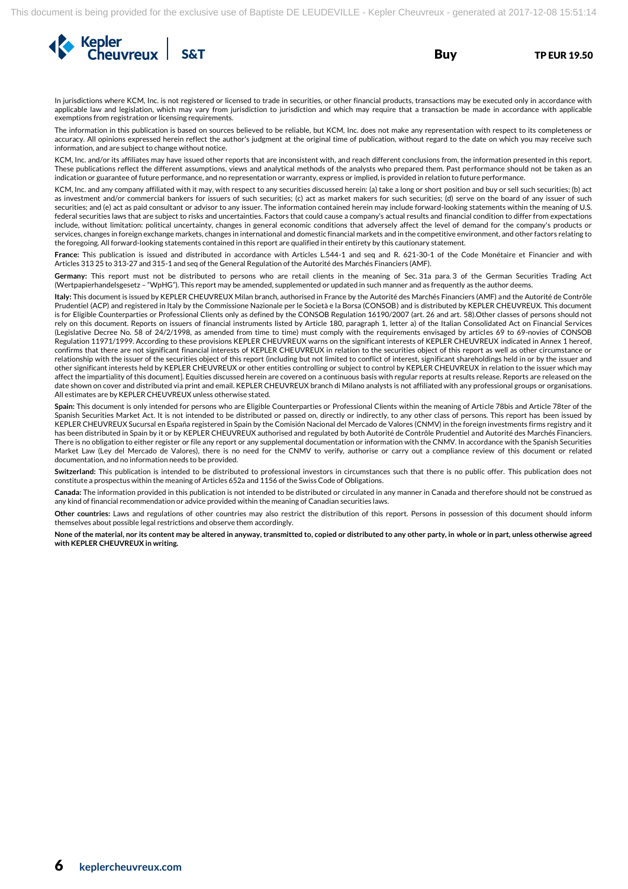In jurisdictions where KCM, Inc. is not registered or licensed to trade in securities, or other financial products, transactions may be executed only in accordance with applicable law and legislation, which may vary from jurisdiction to jurisdiction and which may require that a transaction be made in accordance with applicable exemptions from registration or licensing requirements.

The information in this publication is based on sources believed to be reliable, but KCM, Inc. does not make any representation with respect to its completeness or accuracy. All opinions expressed herein reflect the author's judgment at the original time of publication, without regard to the date on which you may receive such information, and are subject to change without notice.

KCM, Inc. and/or its affiliates may have issued other reports that are inconsistent with, and reach different conclusions from, the information presented in this report. These publications reflect the different assumptions, views and analytical methods of the analysts who prepared them. Past performance should not be taken as an indication or guarantee of future performance, and no representation or warranty, express or implied, is provided in relation to future performance.

KCM, Inc. and any company affiliated with it may, with respect to any securities discussed herein: (a) take a long or short position and buy or sell such securities; (b) act as investment and/or commercial bankers for issuers of such securities; (c) act as market makers for such securities; (d) serve on the board of any issuer of such securities; and (e) act as paid consultant or advisor to any issuer. The information contained herein may include forward-looking statements within the meaning of U.S. federal securities laws that are subject to risks and uncertainties. Factors that could cause a company's actual results and financial condition to differ from expectations include, without limitation: political uncertainty, changes in general economic conditions that adversely affect the level of demand for the company's products or services, changes in foreign exchange markets, changes in international and domestic financial markets and in the competitive environment, and other factors relating to the foregoing. All forward-looking statements contained in this report are qualified in their entirety by this cautionary statement.

**France:** This publication is issued and distributed in accordance with Articles L.544-1 and seq and R. 621-30-1 of the Code Monétaire et Financier and with Articles 313 25 to 313-27 and 315-1 and seq of the General Regulation of the Autorité des Marchés Financiers (AMF).

**Germany:** This report must not be distributed to persons who are retail clients in the meaning of Sec. 31a para. 3 of the German Securities Trading Act (Wertpapierhandelsgesetz – "WpHG"). This report may be amended, supplemented or updated in such manner and as frequently as the author deems.

**Italy:** This document is issued by KEPLER CHEUVREUX Milan branch, authorised in France by the Autorité des Marchés Financiers (AMF) and the Autorité de Contrôle Prudentiel (ACP) and registered in Italy by the Commissione Nazionale per le Società e la Borsa (CONSOB) and is distributed by KEPLER CHEUVREUX. This document is for Eligible Counterparties or Professional Clients only as defined by the CONSOB Regulation 16190/2007 (art. 26 and art. 58).Other classes of persons should not rely on this document. Reports on issuers of financial instruments listed by Article 180, paragraph 1, letter a) of the Italian Consolidated Act on Financial Services (Legislative Decree No. 58 of 24/2/1998, as amended from time to time) must comply with the requirements envisaged by articles 69 to 69-novies of CONSOB Regulation 11971/1999. According to these provisions KEPLER CHEUVREUX warns on the significant interests of KEPLER CHEUVREUX indicated in Annex 1 hereof, confirms that there are not significant financial interests of KEPLER CHEUVREUX in relation to the securities object of this report as well as other circumstance or relationship with the issuer of the securities object of this report (including but not limited to conflict of interest, significant shareholdings held in or by the issuer and other significant interests held by KEPLER CHEUVREUX or other entities controlling or subject to control by KEPLER CHEUVREUX in relation to the issuer which may affect the impartiality of this document]. Equities discussed herein are covered on a continuous basis with regular reports at results release. Reports are released on the date shown on cover and distributed via print and email. KEPLER CHEUVREUX branch di Milano analysts is not affiliated with any professional groups or organisations. All estimates are by KEPLER CHEUVREUX unless otherwise stated.

**Spain:** This document is only intended for persons who are Eligible Counterparties or Professional Clients within the meaning of Article 78bis and Article 78ter of the Spanish Securities Market Act. It is not intended to be distributed or passed on, directly or indirectly, to any other class of persons. This report has been issued by KEPLER CHEUVREUX Sucursal en España registered in Spain by the Comisión Nacional del Mercado de Valores (CNMV) in the foreign investments firms registry and it has been distributed in Spain by it or by KEPLER CHEUVREUX authorised and regulated by both Autorité de Contrôle Prudentiel and Autorité des Marchés Financiers. There is no obligation to either register or file any report or any supplemental documentation or information with the CNMV. In accordance with the Spanish Securities Market Law (Ley del Mercado de Valores), there is no need for the CNMV to verify, authorise or carry out a compliance review of this document or related documentation, and no information needs to be provided.

**Switzerland:** This publication is intended to be distributed to professional investors in circumstances such that there is no public offer. This publication does not constitute a prospectus within the meaning of Articles 652a and 1156 of the Swiss Code of Obligations.

**Canada:** The information provided in this publication is not intended to be distributed or circulated in any manner in Canada and therefore should not be construed as any kind of financial recommendation or advice provided within the meaning of Canadian securities laws.

**Other countries:** Laws and regulations of other countries may also restrict the distribution of this report. Persons in possession of this document should inform themselves about possible legal restrictions and observe them accordingly.

**None of the material, nor its content may be altered in anyway, transmitted to, copied or distributed to any other party, in whole or in part, unless otherwise agreed with KEPLER CHEUVREUX in writing.**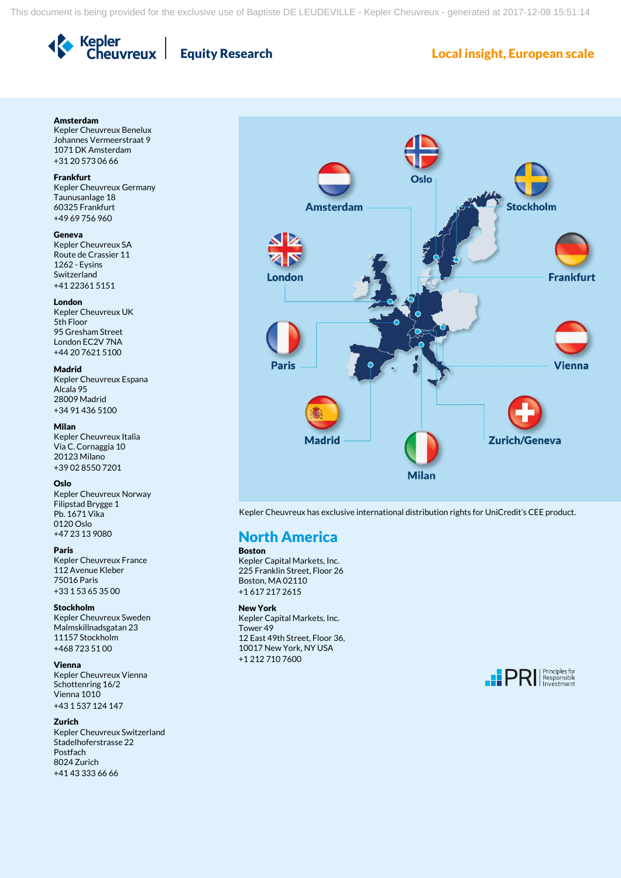This document is being provided for the exclusive use of Baptiste DE LEUDEVILLE - Kepler Cheuvreux - generated at 2017-12-08 15:51:14

Kepler Cheuvreux | Equity Research

Local insight, European scale

**Amsterdam**
Kepler Cheuvreux Benelux
Johannes Vermeerstraat 9
1071 DK Amsterdam
+31 20 573 06 66

**Frankfurt**
Kepler Cheuvreux Germany
Taunusanlage 18
60325 Frankfurt
+49 69 756 960

**Geneva**
Kepler Cheuvreux SA
Route de Crassier 11
1262 - Eysins
Switzerland
+41 22361 5151

**London**
Kepler Cheuvreux UK
5th Floor
95 Gresham Street
London EC2V 7NA
+44 20 7621 5100

**Madrid**
Kepler Cheuvreux Espana
Alcala 95
28009 Madrid
+34 91 436 5100

**Milan**
Kepler Cheuvreux Italia
Via C. Cornaggia 10
20123 Milano
+39 02 8550 7201

**Oslo**
Kepler Cheuvreux Norway
Filipstad Brygge 1
Pb. 1671 Vika
0120 Oslo
+47 23 13 9080

**Paris**
Kepler Cheuvreux France
112 Avenue Kleber
75016 Paris
+33 1 53 65 35 00

**Stockholm**
Kepler Cheuvreux Sweden
Malmskillnadsgatan 23
11157 Stockholm
+468 723 51 00

**Vienna**
Kepler Cheuvreux Vienna
Schottenring 16/2
Vienna 1010
+43 1 537 124 147

**Zurich**
Kepler Cheuvreux Switzerland
Stadelhoferstrasse 22
Postfach
8024 Zurich
+41 43 333 66 66

Oslo
Amsterdam
Stockholm
London
Frankfurt
Paris
Vienna
Madrid
Zurich/Geneva
Milan

Kepler Cheuvreux has exclusive international distribution rights for UniCredit's CEE product.

## North America

**Boston**
Kepler Capital Markets, Inc.
225 Franklin Street, Floor 26
Boston, MA 02110
+1 617 217 2615

**New York**
Kepler Capital Markets, Inc.
Tower 49
12 East 49th Street, Floor 36,
10017 New York, NY USA
+1 212 710 7600

PRI Principles for Responsible Investment